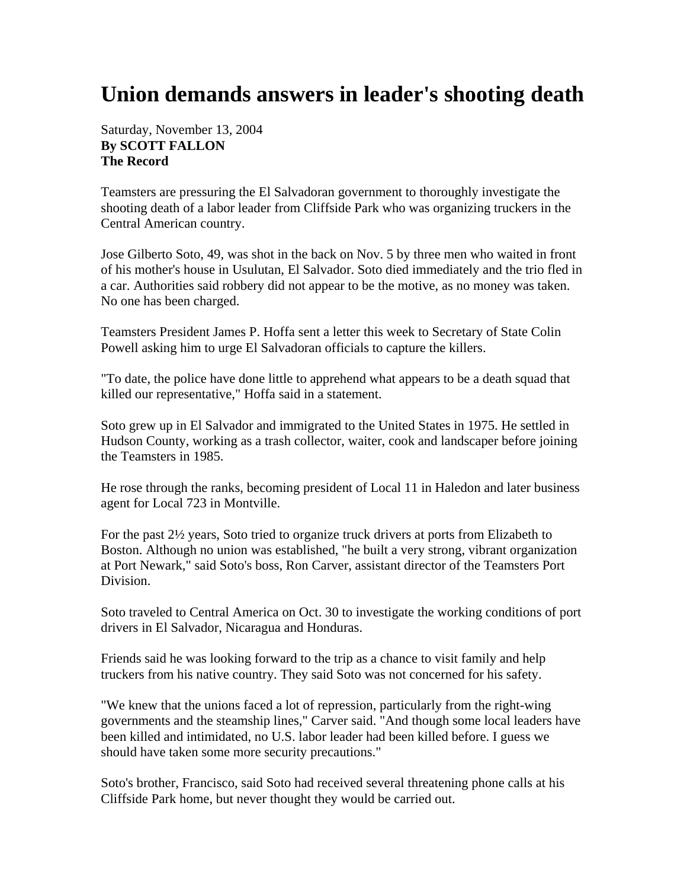# Union demands answers in leader's shooting death

Saturday, November 13, 2004
**By SCOTT FALLON**
**The Record**

Teamsters are pressuring the El Salvadoran government to thoroughly investigate the shooting death of a labor leader from Cliffside Park who was organizing truckers in the Central American country.

Jose Gilberto Soto, 49, was shot in the back on Nov. 5 by three men who waited in front of his mother's house in Usulutan, El Salvador. Soto died immediately and the trio fled in a car. Authorities said robbery did not appear to be the motive, as no money was taken. No one has been charged.

Teamsters President James P. Hoffa sent a letter this week to Secretary of State Colin Powell asking him to urge El Salvadoran officials to capture the killers.

"To date, the police have done little to apprehend what appears to be a death squad that killed our representative," Hoffa said in a statement.

Soto grew up in El Salvador and immigrated to the United States in 1975. He settled in Hudson County, working as a trash collector, waiter, cook and landscaper before joining the Teamsters in 1985.

He rose through the ranks, becoming president of Local 11 in Haledon and later business agent for Local 723 in Montville.

For the past 2½ years, Soto tried to organize truck drivers at ports from Elizabeth to Boston. Although no union was established, "he built a very strong, vibrant organization at Port Newark," said Soto's boss, Ron Carver, assistant director of the Teamsters Port Division.

Soto traveled to Central America on Oct. 30 to investigate the working conditions of port drivers in El Salvador, Nicaragua and Honduras.

Friends said he was looking forward to the trip as a chance to visit family and help truckers from his native country. They said Soto was not concerned for his safety.

"We knew that the unions faced a lot of repression, particularly from the right-wing governments and the steamship lines," Carver said. "And though some local leaders have been killed and intimidated, no U.S. labor leader had been killed before. I guess we should have taken some more security precautions."

Soto's brother, Francisco, said Soto had received several threatening phone calls at his Cliffside Park home, but never thought they would be carried out.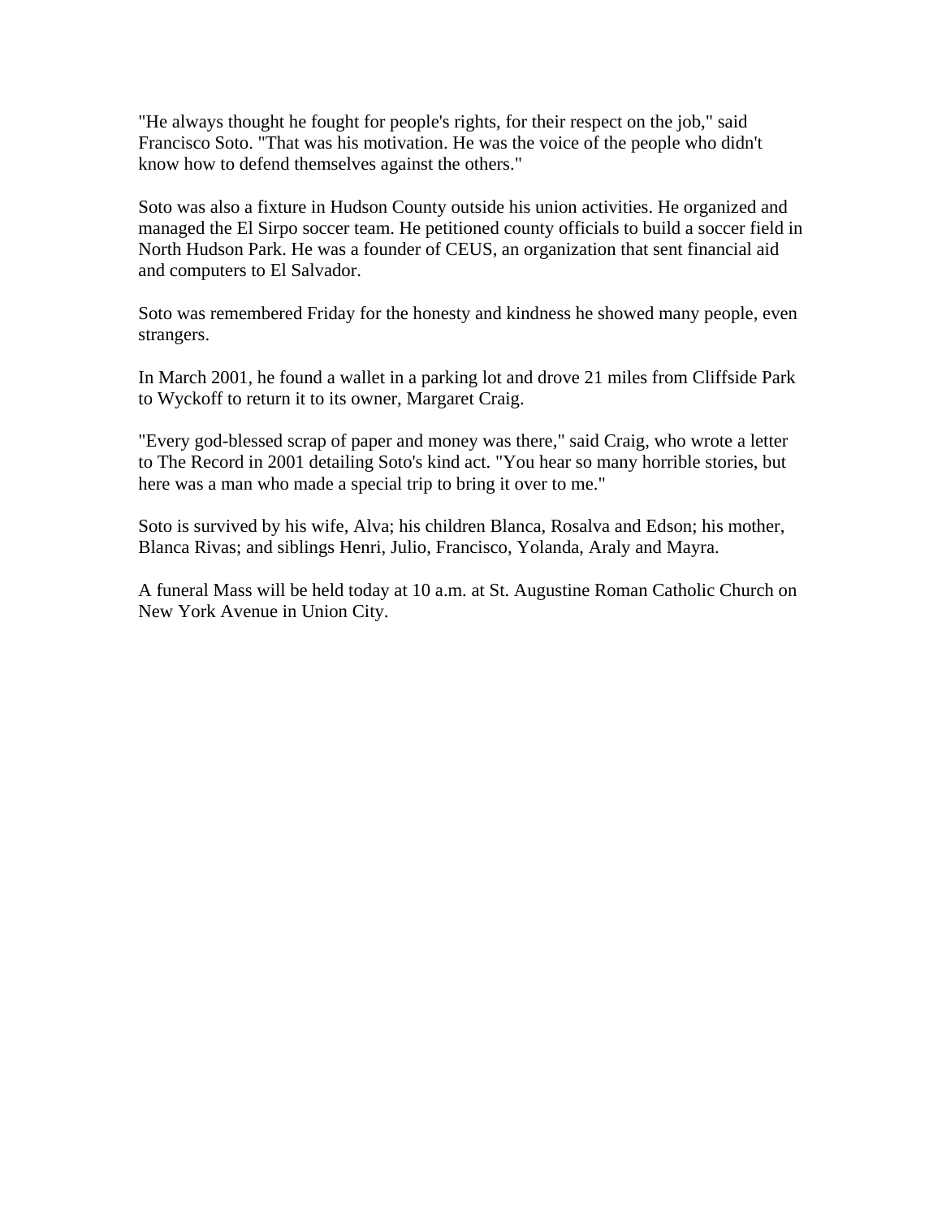"He always thought he fought for people's rights, for their respect on the job," said Francisco Soto. "That was his motivation. He was the voice of the people who didn't know how to defend themselves against the others."

Soto was also a fixture in Hudson County outside his union activities. He organized and managed the El Sirpo soccer team. He petitioned county officials to build a soccer field in North Hudson Park. He was a founder of CEUS, an organization that sent financial aid and computers to El Salvador.

Soto was remembered Friday for the honesty and kindness he showed many people, even strangers.

In March 2001, he found a wallet in a parking lot and drove 21 miles from Cliffside Park to Wyckoff to return it to its owner, Margaret Craig.

"Every god-blessed scrap of paper and money was there," said Craig, who wrote a letter to The Record in 2001 detailing Soto's kind act. "You hear so many horrible stories, but here was a man who made a special trip to bring it over to me."

Soto is survived by his wife, Alva; his children Blanca, Rosalva and Edson; his mother, Blanca Rivas; and siblings Henri, Julio, Francisco, Yolanda, Araly and Mayra.

A funeral Mass will be held today at 10 a.m. at St. Augustine Roman Catholic Church on New York Avenue in Union City.